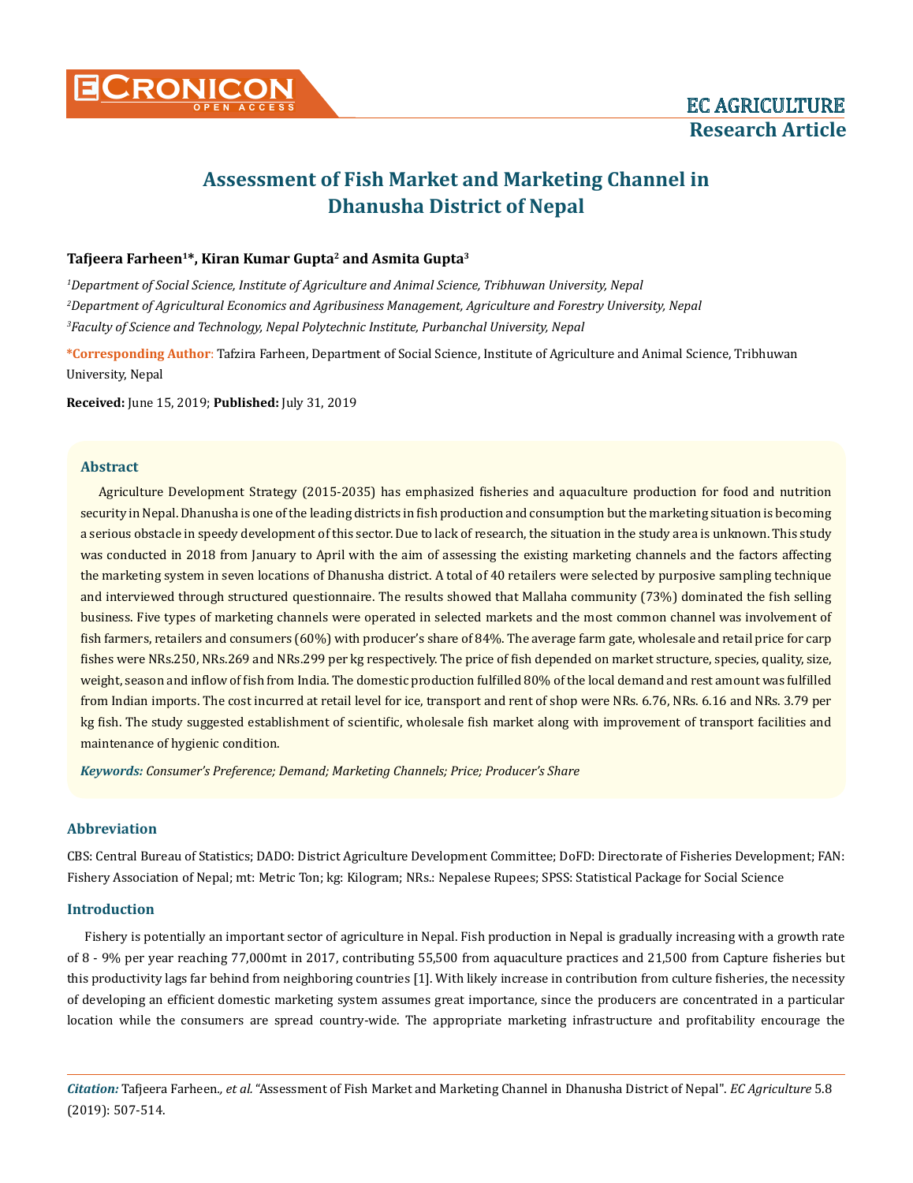# Assessment of Fish Market and Marketing Channel in Dhanusha District of Nepal

**Tafjeera Farheen[1]*, Kiran Kumar Gupta[2] and Asmita Gupta[3]**

*[1]Department of Social Science, Institute of Agriculture and Animal Science, Tribhuwan University, Nepal*

*[2]Department of Agricultural Economics and Agribusiness Management, Agriculture and Forestry University, Nepal*

*[3]Faculty of Science and Technology, Nepal Polytechnic Institute, Purbanchal University, Nepal*

**\*Corresponding Author**: Tafzira Farheen, Department of Social Science, Institute of Agriculture and Animal Science, Tribhuwan University, Nepal

**Received:** June 15, 2019; **Published:** July 31, 2019

## Abstract

Agriculture Development Strategy (2015-2035) has emphasized fisheries and aquaculture production for food and nutrition security in Nepal. Dhanusha is one of the leading districts in fish production and consumption but the marketing situation is becoming a serious obstacle in speedy development of this sector. Due to lack of research, the situation in the study area is unknown. This study was conducted in 2018 from January to April with the aim of assessing the existing marketing channels and the factors affecting the marketing system in seven locations of Dhanusha district. A total of 40 retailers were selected by purposive sampling technique and interviewed through structured questionnaire. The results showed that Mallaha community (73%) dominated the fish selling business. Five types of marketing channels were operated in selected markets and the most common channel was involvement of fish farmers, retailers and consumers (60%) with producer's share of 84%. The average farm gate, wholesale and retail price for carp fishes were NRs.250, NRs.269 and NRs.299 per kg respectively. The price of fish depended on market structure, species, quality, size, weight, season and inflow of fish from India. The domestic production fulfilled 80% of the local demand and rest amount was fulfilled from Indian imports. The cost incurred at retail level for ice, transport and rent of shop were NRs. 6.76, NRs. 6.16 and NRs. 3.79 per kg fish. The study suggested establishment of scientific, wholesale fish market along with improvement of transport facilities and maintenance of hygienic condition.

***Keywords:** Consumer's Preference; Demand; Marketing Channels; Price; Producer's Share*

## Abbreviation

CBS: Central Bureau of Statistics; DADO: District Agriculture Development Committee; DoFD: Directorate of Fisheries Development; FAN: Fishery Association of Nepal; mt: Metric Ton; kg: Kilogram; NRs.: Nepalese Rupees; SPSS: Statistical Package for Social Science

## Introduction

Fishery is potentially an important sector of agriculture in Nepal. Fish production in Nepal is gradually increasing with a growth rate of 8 - 9% per year reaching 77,000mt in 2017, contributing 55,500 from aquaculture practices and 21,500 from Capture fisheries but this productivity lags far behind from neighboring countries [1]. With likely increase in contribution from culture fisheries, the necessity of developing an efficient domestic marketing system assumes great importance, since the producers are concentrated in a particular location while the consumers are spread country-wide. The appropriate marketing infrastructure and profitability encourage the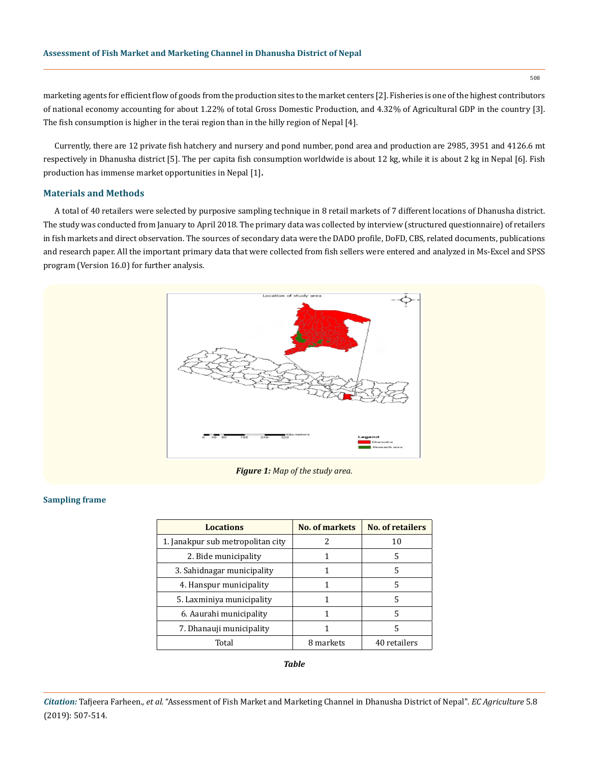marketing agents for efficient flow of goods from the production sites to the market centers [2]. Fisheries is one of the highest contributors of national economy accounting for about 1.22% of total Gross Domestic Production, and 4.32% of Agricultural GDP in the country [3]. The fish consumption is higher in the terai region than in the hilly region of Nepal [4].

Currently, there are 12 private fish hatchery and nursery and pond number, pond area and production are 2985, 3951 and 4126.6 mt respectively in Dhanusha district [5]. The per capita fish consumption worldwide is about 12 kg, while it is about 2 kg in Nepal [6]. Fish production has immense market opportunities in Nepal [1].

## Materials and Methods

A total of 40 retailers were selected by purposive sampling technique in 8 retail markets of 7 different locations of Dhanusha district. The study was conducted from January to April 2018. The primary data was collected by interview (structured questionnaire) of retailers in fish markets and direct observation. The sources of secondary data were the DADO profile, DoFD, CBS, related documents, publications and research paper. All the important primary data that were collected from fish sellers were entered and analyzed in Ms-Excel and SPSS program (Version 16.0) for further analysis.

***Figure 1:*** *Map of the study area.*

### Sampling frame

| Locations | No. of markets | No. of retailers |
|---|---|---|
| 1. Janakpur sub metropolitan city | 2 | 10 |
| 2. Bide municipality | 1 | 5 |
| 3. Sahidnagar municipality | 1 | 5 |
| 4. Hanspur municipality | 1 | 5 |
| 5. Laxminiya municipality | 1 | 5 |
| 6. Aaurahi municipality | 1 | 5 |
| 7. Dhanauji municipality | 1 | 5 |
| Total | 8 markets | 40 retailers |

***Table***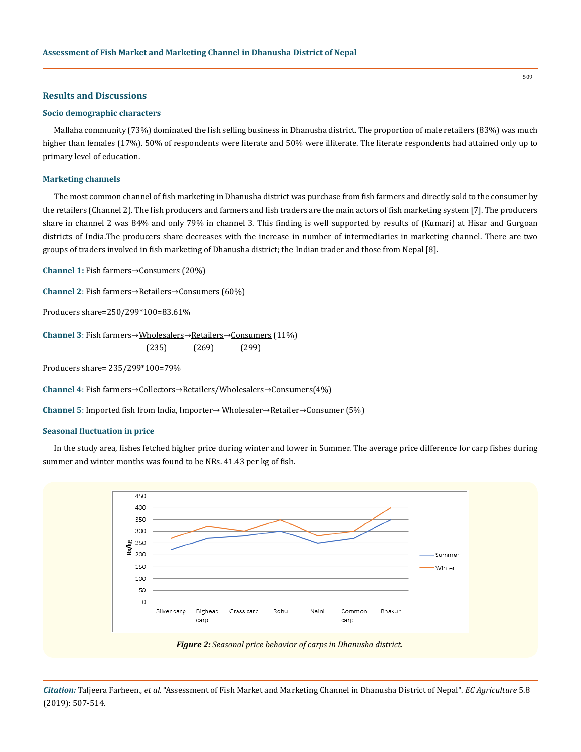## Results and Discussions

### Socio demographic characters

Mallaha community (73%) dominated the fish selling business in Dhanusha district. The proportion of male retailers (83%) was much higher than females (17%). 50% of respondents were literate and 50% were illiterate. The literate respondents had attained only up to primary level of education.

### Marketing channels

The most common channel of fish marketing in Dhanusha district was purchase from fish farmers and directly sold to the consumer by the retailers (Channel 2). The fish producers and farmers and fish traders are the main actors of fish marketing system [7]. The producers share in channel 2 was 84% and only 79% in channel 3. This finding is well supported by results of (Kumari) at Hisar and Gurgoan districts of India.The producers share decreases with the increase in number of intermediaries in marketing channel. There are two groups of traders involved in fish marketing of Dhanusha district; the Indian trader and those from Nepal [8].

**Channel 1:** Fish farmers→Consumers (20%)

**Channel 2**: Fish farmers→Retailers→Consumers (60%)

Producers share=250/299*100=83.61%

**Channel 3**: Fish farmers→Wholesalers→Retailers→Consumers (11%)
(235) (269) (299)

Producers share= 235/299*100=79%

**Channel 4**: Fish farmers→Collectors→Retailers/Wholesalers→Consumers(4%)

**Channel 5**: Imported fish from India, Importer→ Wholesaler→Retailer→Consumer (5%)

### Seasonal fluctuation in price

In the study area, fishes fetched higher price during winter and lower in Summer. The average price difference for carp fishes during summer and winter months was found to be NRs. 41.43 per kg of fish.

*Figure 2: Seasonal price behavior of carps in Dhanusha district.*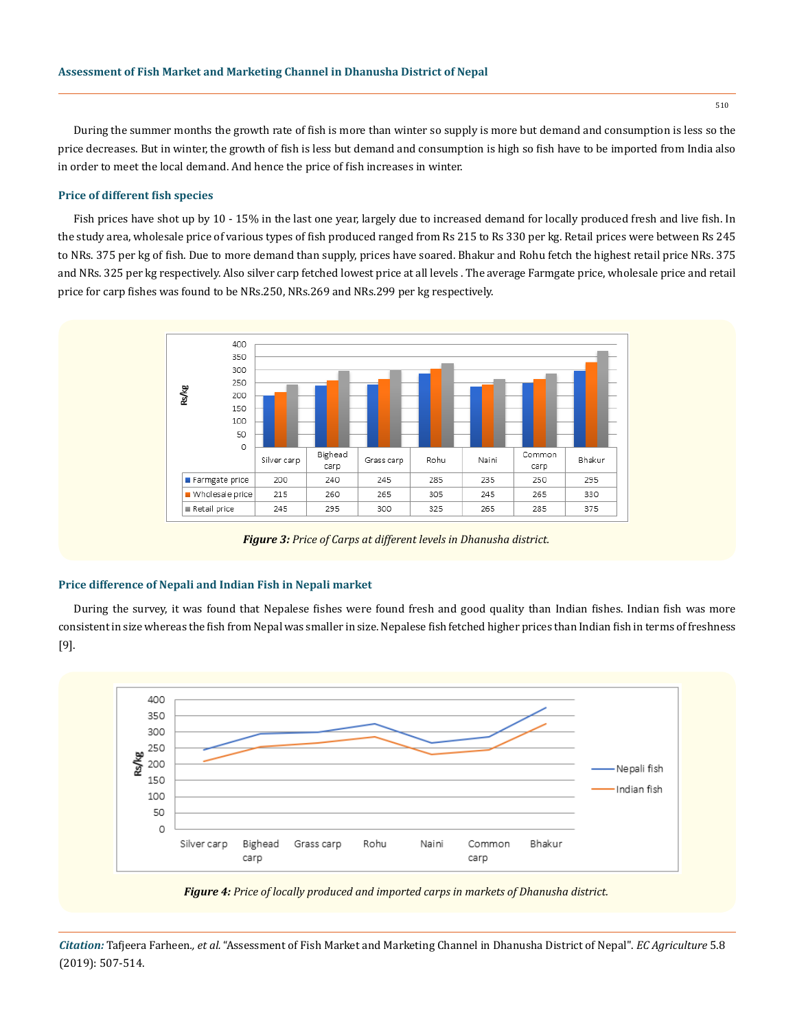During the summer months the growth rate of fish is more than winter so supply is more but demand and consumption is less so the price decreases. But in winter, the growth of fish is less but demand and consumption is high so fish have to be imported from India also in order to meet the local demand. And hence the price of fish increases in winter.

### Price of different fish species

Fish prices have shot up by 10 - 15% in the last one year, largely due to increased demand for locally produced fresh and live fish. In the study area, wholesale price of various types of fish produced ranged from Rs 215 to Rs 330 per kg. Retail prices were between Rs 245 to NRs. 375 per kg of fish. Due to more demand than supply, prices have soared. Bhakur and Rohu fetch the highest retail price NRs. 375 and NRs. 325 per kg respectively. Also silver carp fetched lowest price at all levels . The average Farmgate price, wholesale price and retail price for carp fishes was found to be NRs.250, NRs.269 and NRs.299 per kg respectively.

| | Silver carp | Bighead carp | Grass carp | Rohu | Naini | Common carp | Bhakur |
|---|---|---|---|---|---|---|---|
| Farmgate price | 200 | 240 | 245 | 285 | 235 | 250 | 295 |
| Wholesale price | 215 | 260 | 265 | 305 | 245 | 265 | 330 |
| Retail price | 245 | 295 | 300 | 325 | 265 | 285 | 375 |

***Figure 3:*** *Price of Carps at different levels in Dhanusha district.*

### Price difference of Nepali and Indian Fish in Nepali market

During the survey, it was found that Nepalese fishes were found fresh and good quality than Indian fishes. Indian fish was more consistent in size whereas the fish from Nepal was smaller in size. Nepalese fish fetched higher prices than Indian fish in terms of freshness [9].

***Figure 4:*** *Price of locally produced and imported carps in markets of Dhanusha district.*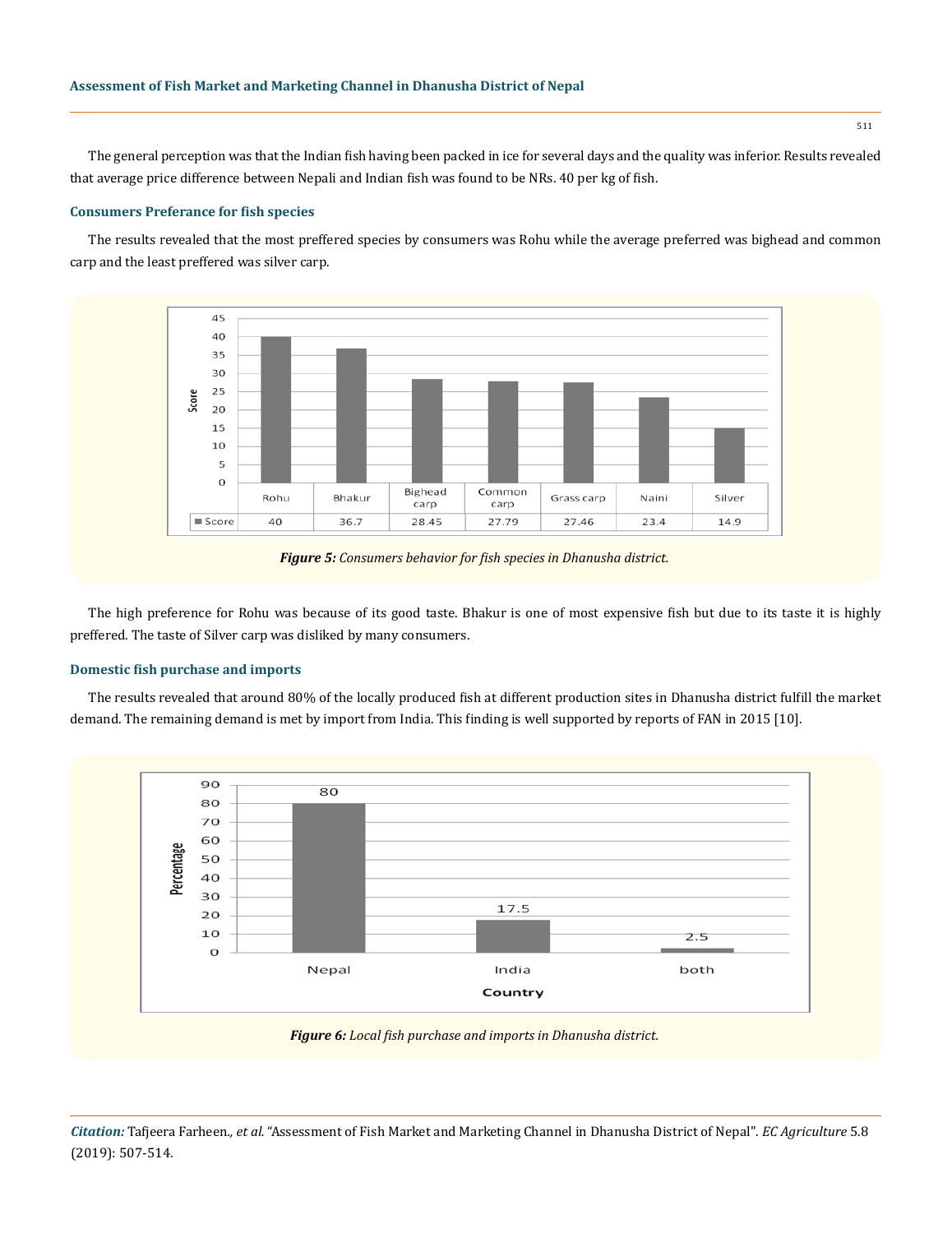The general perception was that the Indian fish having been packed in ice for several days and the quality was inferior. Results revealed that average price difference between Nepali and Indian fish was found to be NRs. 40 per kg of fish.

### Consumers Preferance for fish species

The results revealed that the most preffered species by consumers was Rohu while the average preferred was bighead and common carp and the least preffered was silver carp.

| | Rohu | Bhakur | Bighead carp | Common carp | Grass carp | Naini | Silver |
|---|---|---|---|---|---|---|---|
| Score | 40 | 36.7 | 28.45 | 27.79 | 27.46 | 23.4 | 14.9 |

***Figure 5:*** *Consumers behavior for fish species in Dhanusha district.*

The high preference for Rohu was because of its good taste. Bhakur is one of most expensive fish but due to its taste it is highly preffered. The taste of Silver carp was disliked by many consumers.

### Domestic fish purchase and imports

The results revealed that around 80% of the locally produced fish at different production sites in Dhanusha district fulfill the market demand. The remaining demand is met by import from India. This finding is well supported by reports of FAN in 2015 [10].

| Country | Percentage |
|---|---|
| Nepal | 80 |
| India | 17.5 |
| both | 2.5 |

***Figure 6:*** *Local fish purchase and imports in Dhanusha district.*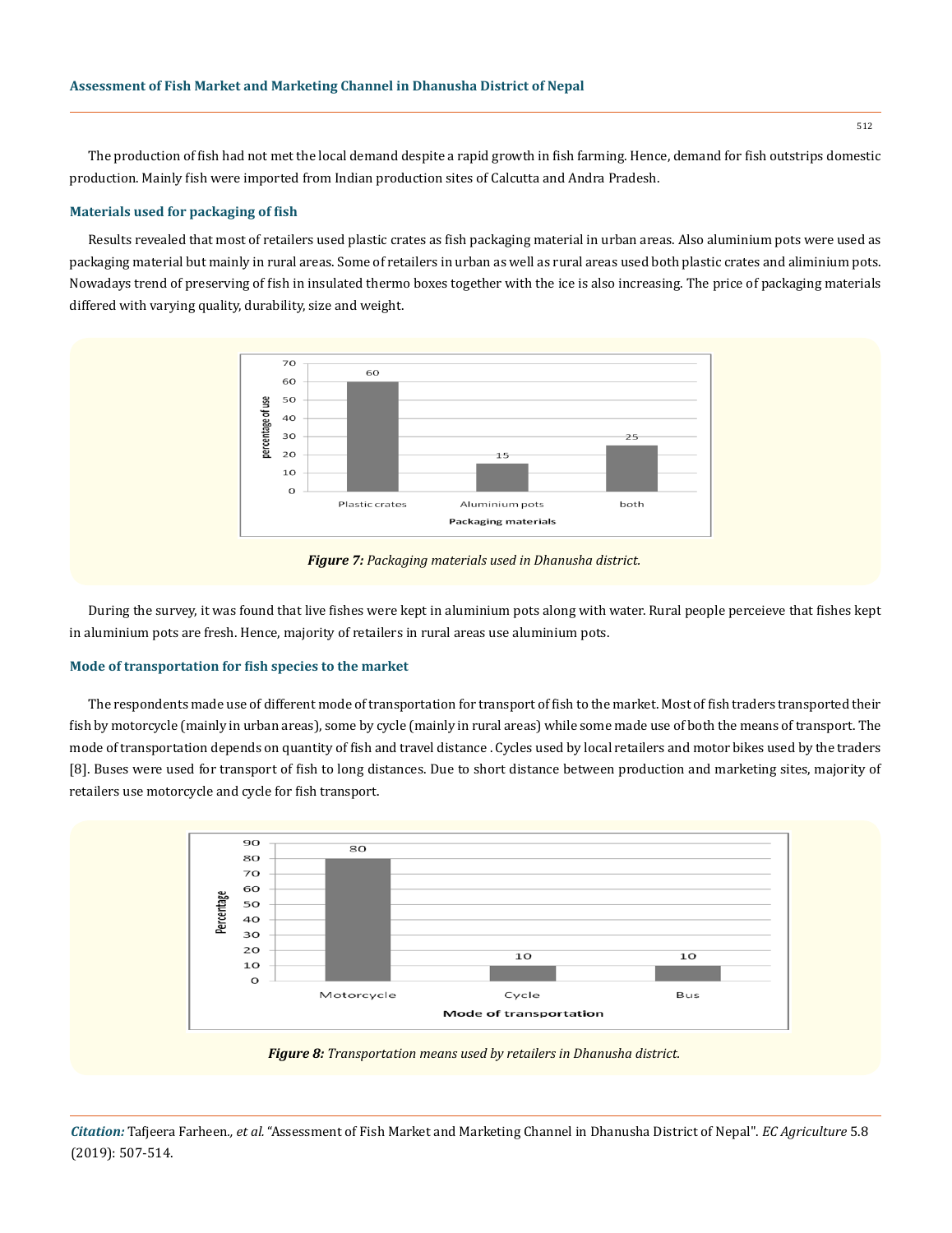The production of fish had not met the local demand despite a rapid growth in fish farming. Hence, demand for fish outstrips domestic production. Mainly fish were imported from Indian production sites of Calcutta and Andra Pradesh.

### Materials used for packaging of fish

Results revealed that most of retailers used plastic crates as fish packaging material in urban areas. Also aluminium pots were used as packaging material but mainly in rural areas. Some of retailers in urban as well as rural areas used both plastic crates and aliminium pots. Nowadays trend of preserving of fish in insulated thermo boxes together with the ice is also increasing. The price of packaging materials differed with varying quality, durability, size and weight.

*Figure 7: Packaging materials used in Dhanusha district.*

During the survey, it was found that live fishes were kept in aluminium pots along with water. Rural people perceieve that fishes kept in aluminium pots are fresh. Hence, majority of retailers in rural areas use aluminium pots.

### Mode of transportation for fish species to the market

The respondents made use of different mode of transportation for transport of fish to the market. Most of fish traders transported their fish by motorcycle (mainly in urban areas), some by cycle (mainly in rural areas) while some made use of both the means of transport. The mode of transportation depends on quantity of fish and travel distance . Cycles used by local retailers and motor bikes used by the traders [8]. Buses were used for transport of fish to long distances. Due to short distance between production and marketing sites, majority of retailers use motorcycle and cycle for fish transport.

*Figure 8: Transportation means used by retailers in Dhanusha district.*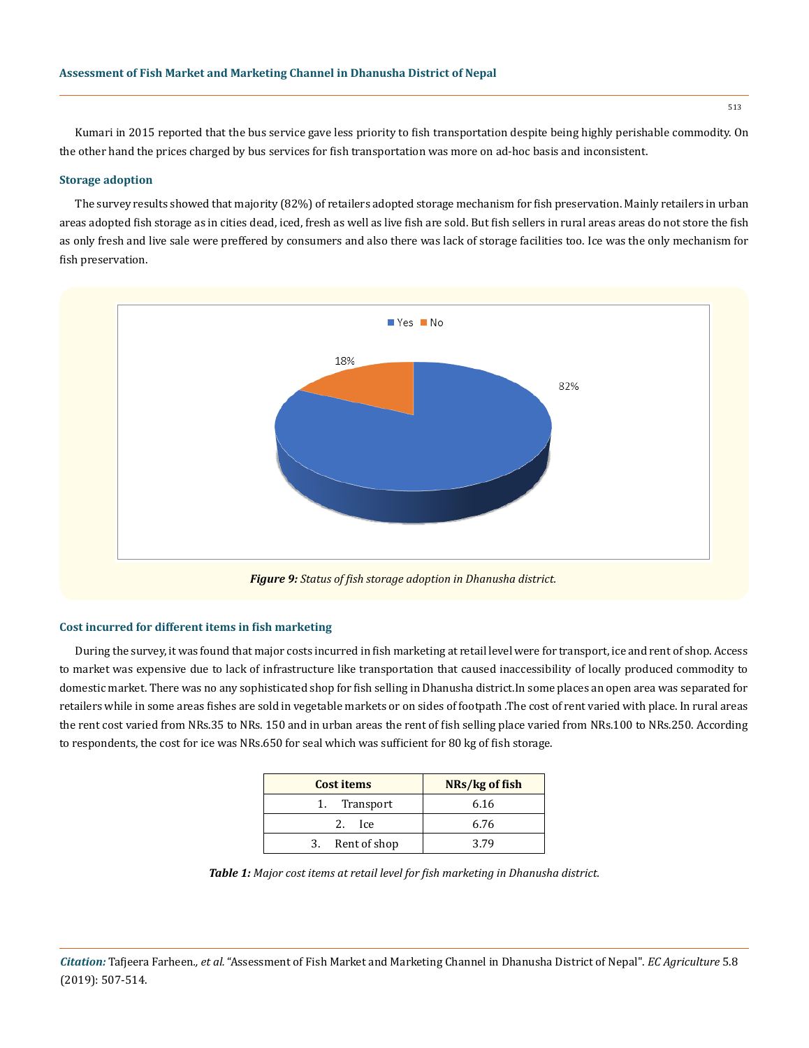Kumari in 2015 reported that the bus service gave less priority to fish transportation despite being highly perishable commodity. On the other hand the prices charged by bus services for fish transportation was more on ad-hoc basis and inconsistent.

### Storage adoption

The survey results showed that majority (82%) of retailers adopted storage mechanism for fish preservation. Mainly retailers in urban areas adopted fish storage as in cities dead, iced, fresh as well as live fish are sold. But fish sellers in rural areas areas do not store the fish as only fresh and live sale were preffered by consumers and also there was lack of storage facilities too. Ice was the only mechanism for fish preservation.

***Figure 9:*** *Status of fish storage adoption in Dhanusha district.*

### Cost incurred for different items in fish marketing

During the survey, it was found that major costs incurred in fish marketing at retail level were for transport, ice and rent of shop. Access to market was expensive due to lack of infrastructure like transportation that caused inaccessibility of locally produced commodity to domestic market. There was no any sophisticated shop for fish selling in Dhanusha district.In some places an open area was separated for retailers while in some areas fishes are sold in vegetable markets or on sides of footpath .The cost of rent varied with place. In rural areas the rent cost varied from NRs.35 to NRs. 150 and in urban areas the rent of fish selling place varied from NRs.100 to NRs.250. According to respondents, the cost for ice was NRs.650 for seal which was sufficient for 80 kg of fish storage.

| Cost items | NRs/kg of fish |
|---|---|
| 1. Transport | 6.16 |
| 2. Ice | 6.76 |
| 3. Rent of shop | 3.79 |

***Table 1:*** *Major cost items at retail level for fish marketing in Dhanusha district.*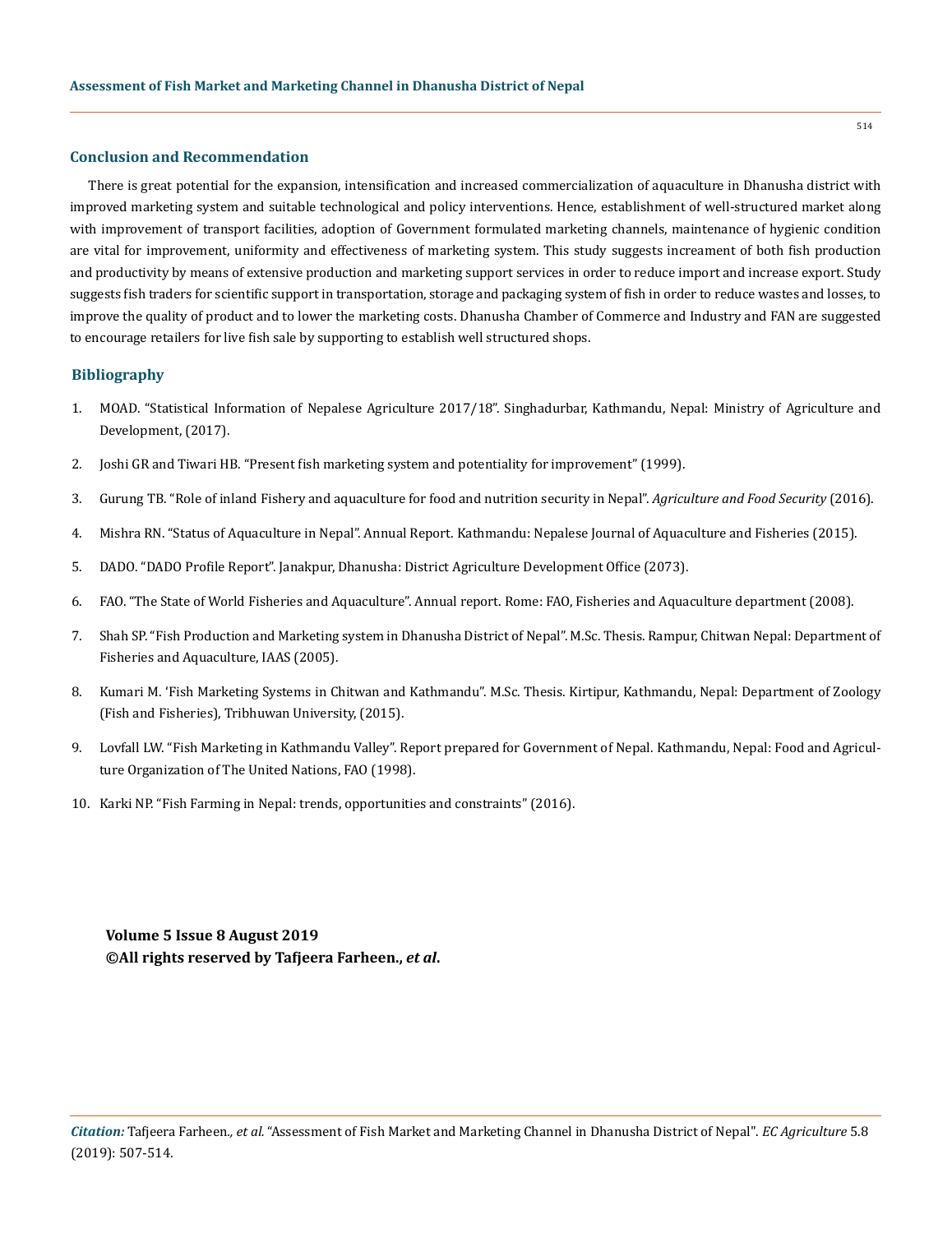## Conclusion and Recommendation

There is great potential for the expansion, intensification and increased commercialization of aquaculture in Dhanusha district with improved marketing system and suitable technological and policy interventions. Hence, establishment of well-structured market along with improvement of transport facilities, adoption of Government formulated marketing channels, maintenance of hygienic condition are vital for improvement, uniformity and effectiveness of marketing system. This study suggests increament of both fish production and productivity by means of extensive production and marketing support services in order to reduce import and increase export. Study suggests fish traders for scientific support in transportation, storage and packaging system of fish in order to reduce wastes and losses, to improve the quality of product and to lower the marketing costs. Dhanusha Chamber of Commerce and Industry and FAN are suggested to encourage retailers for live fish sale by supporting to establish well structured shops.

## Bibliography

1. MOAD. "Statistical Information of Nepalese Agriculture 2017/18". Singhadurbar, Kathmandu, Nepal: Ministry of Agriculture and Development, (2017).
2. Joshi GR and Tiwari HB. "Present fish marketing system and potentiality for improvement" (1999).
3. Gurung TB. "Role of inland Fishery and aquaculture for food and nutrition security in Nepal". *Agriculture and Food Security* (2016).
4. Mishra RN. "Status of Aquaculture in Nepal". Annual Report. Kathmandu: Nepalese Journal of Aquaculture and Fisheries (2015).
5. DADO. "DADO Profile Report". Janakpur, Dhanusha: District Agriculture Development Office (2073).
6. FAO. "The State of World Fisheries and Aquaculture". Annual report. Rome: FAO, Fisheries and Aquaculture department (2008).
7. Shah SP. "Fish Production and Marketing system in Dhanusha District of Nepal". M.Sc. Thesis. Rampur, Chitwan Nepal: Department of Fisheries and Aquaculture, IAAS (2005).
8. Kumari M. 'Fish Marketing Systems in Chitwan and Kathmandu". M.Sc. Thesis. Kirtipur, Kathmandu, Nepal: Department of Zoology (Fish and Fisheries), Tribhuwan University, (2015).
9. Lovfall LW. "Fish Marketing in Kathmandu Valley". Report prepared for Government of Nepal. Kathmandu, Nepal: Food and Agriculture Organization of The United Nations, FAO (1998).
10. Karki NP. "Fish Farming in Nepal: trends, opportunities and constraints" (2016).

**Volume 5 Issue 8 August 2019**
**©All rights reserved by Tafjeera Farheen., *et al*.**